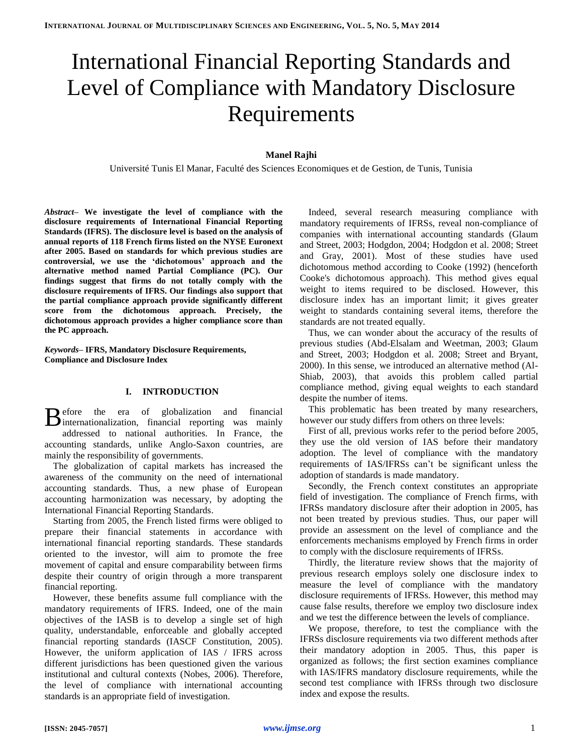# International Financial Reporting Standards and Level of Compliance with Mandatory Disclosure Requirements

**Manel Rajhi**

Université Tunis El Manar, Faculté des Sciences Economiques et de Gestion, de Tunis, Tunisia

***Abstract*– We investigate the level of compliance with the disclosure requirements of International Financial Reporting Standards (IFRS). The disclosure level is based on the analysis of annual reports of 118 French firms listed on the NYSE Euronext after 2005. Based on standards for which previous studies are controversial, we use the 'dichotomous' approach and the alternative method named Partial Compliance (PC). Our findings suggest that firms do not totally comply with the disclosure requirements of IFRS. Our findings also support that the partial compliance approach provide significantly different score from the dichotomous approach. Precisely, the dichotomous approach provides a higher compliance score than the PC approach.**

***Keywords*– IFRS, Mandatory Disclosure Requirements, Compliance and Disclosure Index**

## I. INTRODUCTION

Before the era of globalization and financial internationalization, financial reporting was mainly addressed to national authorities. In France, the accounting standards, unlike Anglo-Saxon countries, are mainly the responsibility of governments.

The globalization of capital markets has increased the awareness of the community on the need of international accounting standards. Thus, a new phase of European accounting harmonization was necessary, by adopting the International Financial Reporting Standards.

Starting from 2005, the French listed firms were obliged to prepare their financial statements in accordance with international financial reporting standards. These standards oriented to the investor, will aim to promote the free movement of capital and ensure comparability between firms despite their country of origin through a more transparent financial reporting.

However, these benefits assume full compliance with the mandatory requirements of IFRS. Indeed, one of the main objectives of the IASB is to develop a single set of high quality, understandable, enforceable and globally accepted financial reporting standards (IASCF Constitution, 2005). However, the uniform application of IAS / IFRS across different jurisdictions has been questioned given the various institutional and cultural contexts (Nobes, 2006). Therefore, the level of compliance with international accounting standards is an appropriate field of investigation.

Indeed, several research measuring compliance with mandatory requirements of IFRSs, reveal non-compliance of companies with international accounting standards (Glaum and Street, 2003; Hodgdon, 2004; Hodgdon et al. 2008; Street and Gray, 2001). Most of these studies have used dichotomous method according to Cooke (1992) (henceforth Cooke's dichotomous approach). This method gives equal weight to items required to be disclosed. However, this disclosure index has an important limit; it gives greater weight to standards containing several items, therefore the standards are not treated equally.

Thus, we can wonder about the accuracy of the results of previous studies (Abd-Elsalam and Weetman, 2003; Glaum and Street, 2003; Hodgdon et al. 2008; Street and Bryant, 2000). In this sense, we introduced an alternative method (Al-Shiab, 2003), that avoids this problem called partial compliance method, giving equal weights to each standard despite the number of items.

This problematic has been treated by many researchers, however our study differs from others on three levels:

First of all, previous works refer to the period before 2005, they use the old version of IAS before their mandatory adoption. The level of compliance with the mandatory requirements of IAS/IFRSs can't be significant unless the adoption of standards is made mandatory.

Secondly, the French context constitutes an appropriate field of investigation. The compliance of French firms, with IFRSs mandatory disclosure after their adoption in 2005, has not been treated by previous studies. Thus, our paper will provide an assessment on the level of compliance and the enforcements mechanisms employed by French firms in order to comply with the disclosure requirements of IFRSs.

Thirdly, the literature review shows that the majority of previous research employs solely one disclosure index to measure the level of compliance with the mandatory disclosure requirements of IFRSs. However, this method may cause false results, therefore we employ two disclosure index and we test the difference between the levels of compliance.

We propose, therefore, to test the compliance with the IFRSs disclosure requirements via two different methods after their mandatory adoption in 2005. Thus, this paper is organized as follows; the first section examines compliance with IAS/IFRS mandatory disclosure requirements, while the second test compliance with IFRSs through two disclosure index and expose the results.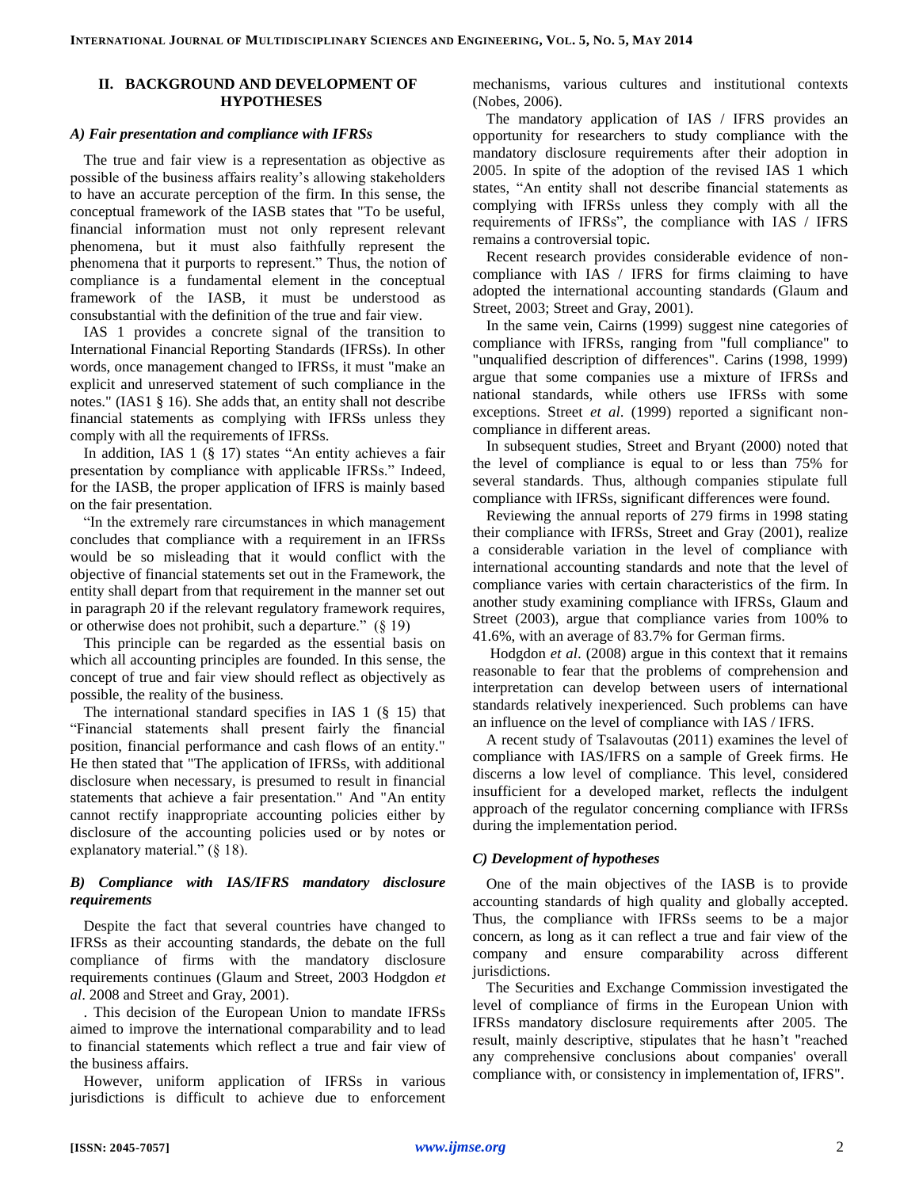## II. BACKGROUND AND DEVELOPMENT OF HYPOTHESES

### *A) Fair presentation and compliance with IFRSs*

The true and fair view is a representation as objective as possible of the business affairs reality's allowing stakeholders to have an accurate perception of the firm. In this sense, the conceptual framework of the IASB states that "To be useful, financial information must not only represent relevant phenomena, but it must also faithfully represent the phenomena that it purports to represent." Thus, the notion of compliance is a fundamental element in the conceptual framework of the IASB, it must be understood as consubstantial with the definition of the true and fair view.

IAS 1 provides a concrete signal of the transition to International Financial Reporting Standards (IFRSs). In other words, once management changed to IFRSs, it must "make an explicit and unreserved statement of such compliance in the notes." (IAS1 § 16). She adds that, an entity shall not describe financial statements as complying with IFRSs unless they comply with all the requirements of IFRSs.

In addition, IAS 1 (§ 17) states "An entity achieves a fair presentation by compliance with applicable IFRSs." Indeed, for the IASB, the proper application of IFRS is mainly based on the fair presentation.

"In the extremely rare circumstances in which management concludes that compliance with a requirement in an IFRSs would be so misleading that it would conflict with the objective of financial statements set out in the Framework, the entity shall depart from that requirement in the manner set out in paragraph 20 if the relevant regulatory framework requires, or otherwise does not prohibit, such a departure." (§ 19)

This principle can be regarded as the essential basis on which all accounting principles are founded. In this sense, the concept of true and fair view should reflect as objectively as possible, the reality of the business.

The international standard specifies in IAS 1 (§ 15) that "Financial statements shall present fairly the financial position, financial performance and cash flows of an entity." He then stated that "The application of IFRSs, with additional disclosure when necessary, is presumed to result in financial statements that achieve a fair presentation." And "An entity cannot rectify inappropriate accounting policies either by disclosure of the accounting policies used or by notes or explanatory material." (§ 18).

### *B) Compliance with IAS/IFRS mandatory disclosure requirements*

Despite the fact that several countries have changed to IFRSs as their accounting standards, the debate on the full compliance of firms with the mandatory disclosure requirements continues (Glaum and Street, 2003 Hodgdon *et al*. 2008 and Street and Gray, 2001).

. This decision of the European Union to mandate IFRSs aimed to improve the international comparability and to lead to financial statements which reflect a true and fair view of the business affairs.

However, uniform application of IFRSs in various jurisdictions is difficult to achieve due to enforcement mechanisms, various cultures and institutional contexts (Nobes, 2006).

The mandatory application of IAS / IFRS provides an opportunity for researchers to study compliance with the mandatory disclosure requirements after their adoption in 2005. In spite of the adoption of the revised IAS 1 which states, "An entity shall not describe financial statements as complying with IFRSs unless they comply with all the requirements of IFRSs", the compliance with IAS / IFRS remains a controversial topic.

Recent research provides considerable evidence of non-compliance with IAS / IFRS for firms claiming to have adopted the international accounting standards (Glaum and Street, 2003; Street and Gray, 2001).

In the same vein, Cairns (1999) suggest nine categories of compliance with IFRSs, ranging from "full compliance" to "unqualified description of differences". Carins (1998, 1999) argue that some companies use a mixture of IFRSs and national standards, while others use IFRSs with some exceptions. Street *et al*. (1999) reported a significant non-compliance in different areas.

In subsequent studies, Street and Bryant (2000) noted that the level of compliance is equal to or less than 75% for several standards. Thus, although companies stipulate full compliance with IFRSs, significant differences were found.

Reviewing the annual reports of 279 firms in 1998 stating their compliance with IFRSs, Street and Gray (2001), realize a considerable variation in the level of compliance with international accounting standards and note that the level of compliance varies with certain characteristics of the firm. In another study examining compliance with IFRSs, Glaum and Street (2003), argue that compliance varies from 100% to 41.6%, with an average of 83.7% for German firms.

Hodgdon *et al*. (2008) argue in this context that it remains reasonable to fear that the problems of comprehension and interpretation can develop between users of international standards relatively inexperienced. Such problems can have an influence on the level of compliance with IAS / IFRS.

A recent study of Tsalavoutas (2011) examines the level of compliance with IAS/IFRS on a sample of Greek firms. He discerns a low level of compliance. This level, considered insufficient for a developed market, reflects the indulgent approach of the regulator concerning compliance with IFRSs during the implementation period.

### *C) Development of hypotheses*

One of the main objectives of the IASB is to provide accounting standards of high quality and globally accepted. Thus, the compliance with IFRSs seems to be a major concern, as long as it can reflect a true and fair view of the company and ensure comparability across different jurisdictions.

The Securities and Exchange Commission investigated the level of compliance of firms in the European Union with IFRSs mandatory disclosure requirements after 2005. The result, mainly descriptive, stipulates that he hasn't "reached any comprehensive conclusions about companies' overall compliance with, or consistency in implementation of, IFRS".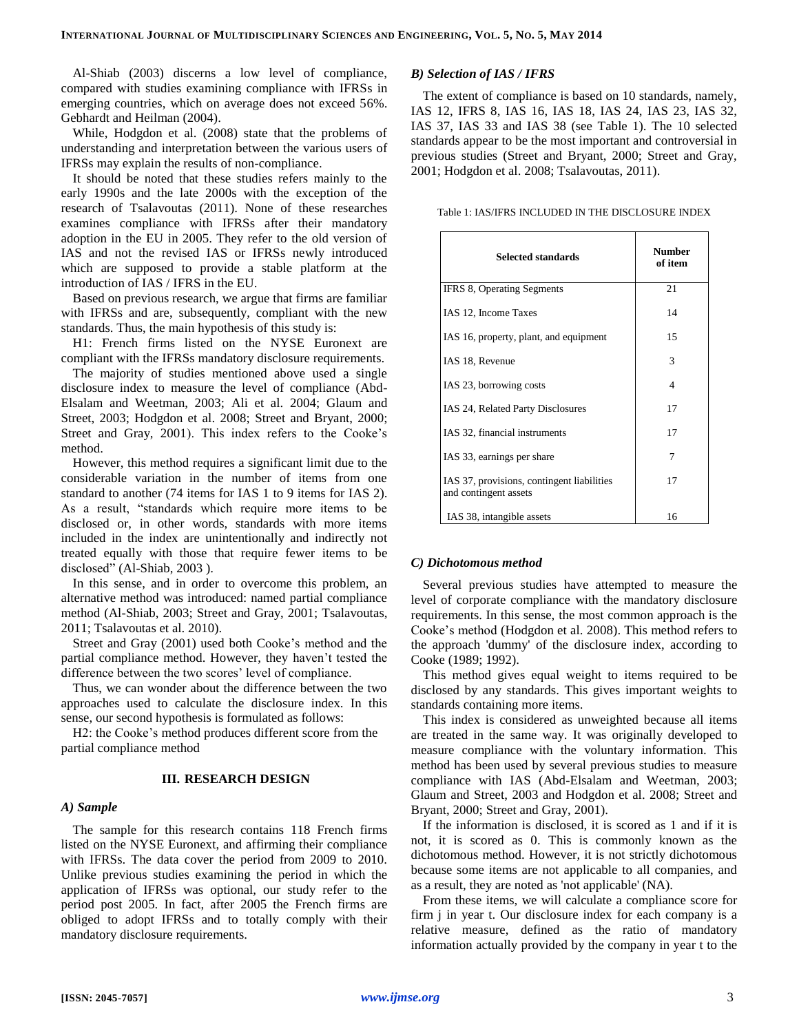Al-Shiab (2003) discerns a low level of compliance, compared with studies examining compliance with IFRSs in emerging countries, which on average does not exceed 56%. Gebhardt and Heilman (2004).

While, Hodgdon et al. (2008) state that the problems of understanding and interpretation between the various users of IFRSs may explain the results of non-compliance.

It should be noted that these studies refers mainly to the early 1990s and the late 2000s with the exception of the research of Tsalavoutas (2011). None of these researches examines compliance with IFRSs after their mandatory adoption in the EU in 2005. They refer to the old version of IAS and not the revised IAS or IFRSs newly introduced which are supposed to provide a stable platform at the introduction of IAS / IFRS in the EU.

Based on previous research, we argue that firms are familiar with IFRSs and are, subsequently, compliant with the new standards. Thus, the main hypothesis of this study is:

H1: French firms listed on the NYSE Euronext are compliant with the IFRSs mandatory disclosure requirements.

The majority of studies mentioned above used a single disclosure index to measure the level of compliance (Abd-Elsalam and Weetman, 2003; Ali et al. 2004; Glaum and Street, 2003; Hodgdon et al. 2008; Street and Bryant, 2000; Street and Gray, 2001). This index refers to the Cooke's method.

However, this method requires a significant limit due to the considerable variation in the number of items from one standard to another (74 items for IAS 1 to 9 items for IAS 2). As a result, "standards which require more items to be disclosed or, in other words, standards with more items included in the index are unintentionally and indirectly not treated equally with those that require fewer items to be disclosed" (Al-Shiab, 2003 ).

In this sense, and in order to overcome this problem, an alternative method was introduced: named partial compliance method (Al-Shiab, 2003; Street and Gray, 2001; Tsalavoutas, 2011; Tsalavoutas et al. 2010).

Street and Gray (2001) used both Cooke's method and the partial compliance method. However, they haven't tested the difference between the two scores' level of compliance.

Thus, we can wonder about the difference between the two approaches used to calculate the disclosure index. In this sense, our second hypothesis is formulated as follows:

H2: the Cooke's method produces different score from the partial compliance method

## III. RESEARCH DESIGN

### *A) Sample*

The sample for this research contains 118 French firms listed on the NYSE Euronext, and affirming their compliance with IFRSs. The data cover the period from 2009 to 2010. Unlike previous studies examining the period in which the application of IFRSs was optional, our study refer to the period post 2005. In fact, after 2005 the French firms are obliged to adopt IFRSs and to totally comply with their mandatory disclosure requirements.

### *B) Selection of IAS / IFRS*

The extent of compliance is based on 10 standards, namely, IAS 12, IFRS 8, IAS 16, IAS 18, IAS 24, IAS 23, IAS 32, IAS 37, IAS 33 and IAS 38 (see Table 1). The 10 selected standards appear to be the most important and controversial in previous studies (Street and Bryant, 2000; Street and Gray, 2001; Hodgdon et al. 2008; Tsalavoutas, 2011).

Table 1: IAS/IFRS INCLUDED IN THE DISCLOSURE INDEX

| Selected standards | Number of item |
|---|---|
| IFRS 8, Operating Segments | 21 |
| IAS 12, Income Taxes | 14 |
| IAS 16, property, plant, and equipment | 15 |
| IAS 18, Revenue | 3 |
| IAS 23, borrowing costs | 4 |
| IAS 24, Related Party Disclosures | 17 |
| IAS 32, financial instruments | 17 |
| IAS 33, earnings per share | 7 |
| IAS 37, provisions, contingent liabilities and contingent assets | 17 |
| IAS 38, intangible assets | 16 |

### *C) Dichotomous method*

Several previous studies have attempted to measure the level of corporate compliance with the mandatory disclosure requirements. In this sense, the most common approach is the Cooke's method (Hodgdon et al. 2008). This method refers to the approach 'dummy' of the disclosure index, according to Cooke (1989; 1992).

This method gives equal weight to items required to be disclosed by any standards. This gives important weights to standards containing more items.

This index is considered as unweighted because all items are treated in the same way. It was originally developed to measure compliance with the voluntary information. This method has been used by several previous studies to measure compliance with IAS (Abd-Elsalam and Weetman, 2003; Glaum and Street, 2003 and Hodgdon et al. 2008; Street and Bryant, 2000; Street and Gray, 2001).

If the information is disclosed, it is scored as 1 and if it is not, it is scored as 0. This is commonly known as the dichotomous method. However, it is not strictly dichotomous because some items are not applicable to all companies, and as a result, they are noted as 'not applicable' (NA).

From these items, we will calculate a compliance score for firm j in year t. Our disclosure index for each company is a relative measure, defined as the ratio of mandatory information actually provided by the company in year t to the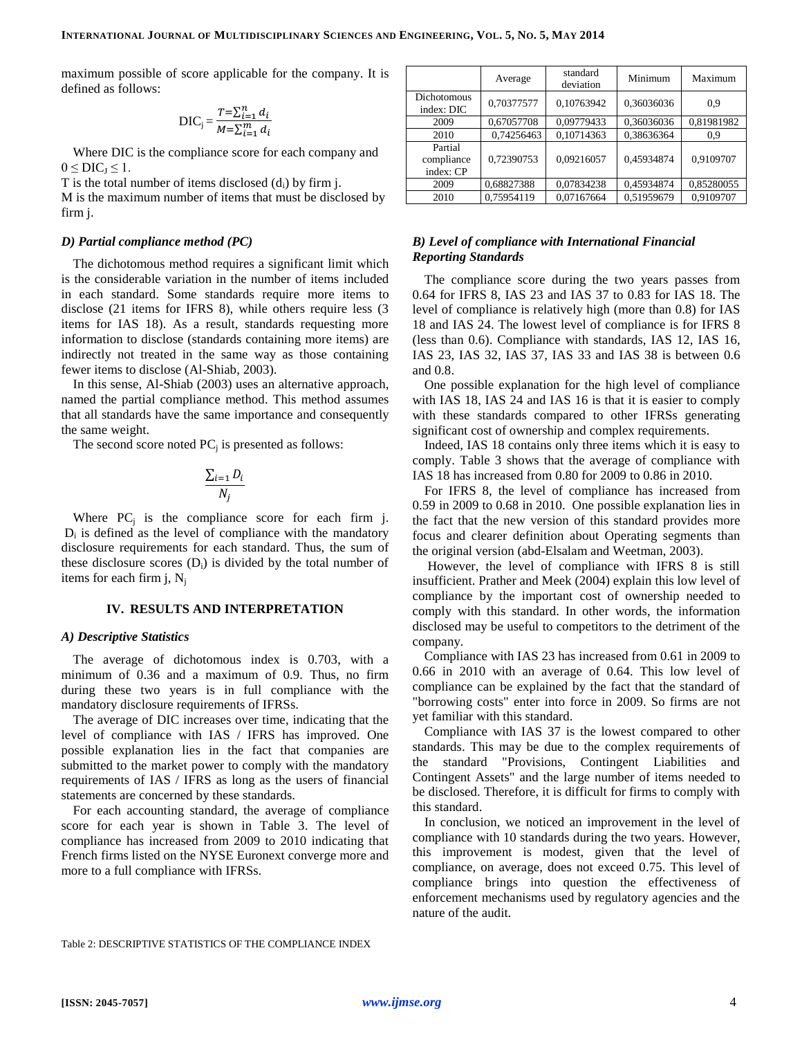maximum possible of score applicable for the company. It is defined as follows:

$$\text{DIC}_j = \frac{T=\sum_{i=1}^{n} d_i}{M=\sum_{i=1}^{m} d_i}$$

Where DIC is the compliance score for each company and $0 \leq \text{DIC}_J \leq 1$.

T is the total number of items disclosed ($d_i$) by firm j.

M is the maximum number of items that must be disclosed by firm j.

### D) Partial compliance method (PC)

The dichotomous method requires a significant limit which is the considerable variation in the number of items included in each standard. Some standards require more items to disclose (21 items for IFRS 8), while others require less (3 items for IAS 18). As a result, standards requesting more information to disclose (standards containing more items) are indirectly not treated in the same way as those containing fewer items to disclose (Al-Shiab, 2003).

In this sense, Al-Shiab (2003) uses an alternative approach, named the partial compliance method. This method assumes that all standards have the same importance and consequently the same weight.

The second score noted $\text{PC}_j$ is presented as follows:

$$\frac{\sum_{i=1} D_i}{N_j}$$

Where $\text{PC}_j$ is the compliance score for each firm j. $D_i$ is defined as the level of compliance with the mandatory disclosure requirements for each standard. Thus, the sum of these disclosure scores ($D_i$) is divided by the total number of items for each firm j, $N_j$

## IV. RESULTS AND INTERPRETATION

### A) Descriptive Statistics

The average of dichotomous index is 0.703, with a minimum of 0.36 and a maximum of 0.9. Thus, no firm during these two years is in full compliance with the mandatory disclosure requirements of IFRSs.

The average of DIC increases over time, indicating that the level of compliance with IAS / IFRS has improved. One possible explanation lies in the fact that companies are submitted to the market power to comply with the mandatory requirements of IAS / IFRS as long as the users of financial statements are concerned by these standards.

For each accounting standard, the average of compliance score for each year is shown in Table 3. The level of compliance has increased from 2009 to 2010 indicating that French firms listed on the NYSE Euronext converge more and more to a full compliance with IFRSs.

|  | Average | standard deviation | Minimum | Maximum |
|---|---|---|---|---|
| Dichotomous index: DIC | 0,70377577 | 0,10763942 | 0,36036036 | 0,9 |
| 2009 | 0,67057708 | 0,09779433 | 0,36036036 | 0,81981982 |
| 2010 | 0,74256463 | 0,10714363 | 0,38636364 | 0,9 |
| Partial compliance index: CP | 0,72390753 | 0,09216057 | 0,45934874 | 0,9109707 |
| 2009 | 0,68827388 | 0,07834238 | 0,45934874 | 0,85280055 |
| 2010 | 0,75954119 | 0,07167664 | 0,51959679 | 0,9109707 |

Table 2: DESCRIPTIVE STATISTICS OF THE COMPLIANCE INDEX

### B) Level of compliance with International Financial Reporting Standards

The compliance score during the two years passes from 0.64 for IFRS 8, IAS 23 and IAS 37 to 0.83 for IAS 18. The level of compliance is relatively high (more than 0.8) for IAS 18 and IAS 24. The lowest level of compliance is for IFRS 8 (less than 0.6). Compliance with standards, IAS 12, IAS 16, IAS 23, IAS 32, IAS 37, IAS 33 and IAS 38 is between 0.6 and 0.8.

One possible explanation for the high level of compliance with IAS 18, IAS 24 and IAS 16 is that it is easier to comply with these standards compared to other IFRSs generating significant cost of ownership and complex requirements.

Indeed, IAS 18 contains only three items which it is easy to comply. Table 3 shows that the average of compliance with IAS 18 has increased from 0.80 for 2009 to 0.86 in 2010.

For IFRS 8, the level of compliance has increased from 0.59 in 2009 to 0.68 in 2010. One possible explanation lies in the fact that the new version of this standard provides more focus and clearer definition about Operating segments than the original version (abd-Elsalam and Weetman, 2003).

However, the level of compliance with IFRS 8 is still insufficient. Prather and Meek (2004) explain this low level of compliance by the important cost of ownership needed to comply with this standard. In other words, the information disclosed may be useful to competitors to the detriment of the company.

Compliance with IAS 23 has increased from 0.61 in 2009 to 0.66 in 2010 with an average of 0.64. This low level of compliance can be explained by the fact that the standard of "borrowing costs" enter into force in 2009. So firms are not yet familiar with this standard.

Compliance with IAS 37 is the lowest compared to other standards. This may be due to the complex requirements of the standard "Provisions, Contingent Liabilities and Contingent Assets" and the large number of items needed to be disclosed. Therefore, it is difficult for firms to comply with this standard.

In conclusion, we noticed an improvement in the level of compliance with 10 standards during the two years. However, this improvement is modest, given that the level of compliance, on average, does not exceed 0.75. This level of compliance brings into question the effectiveness of enforcement mechanisms used by regulatory agencies and the nature of the audit.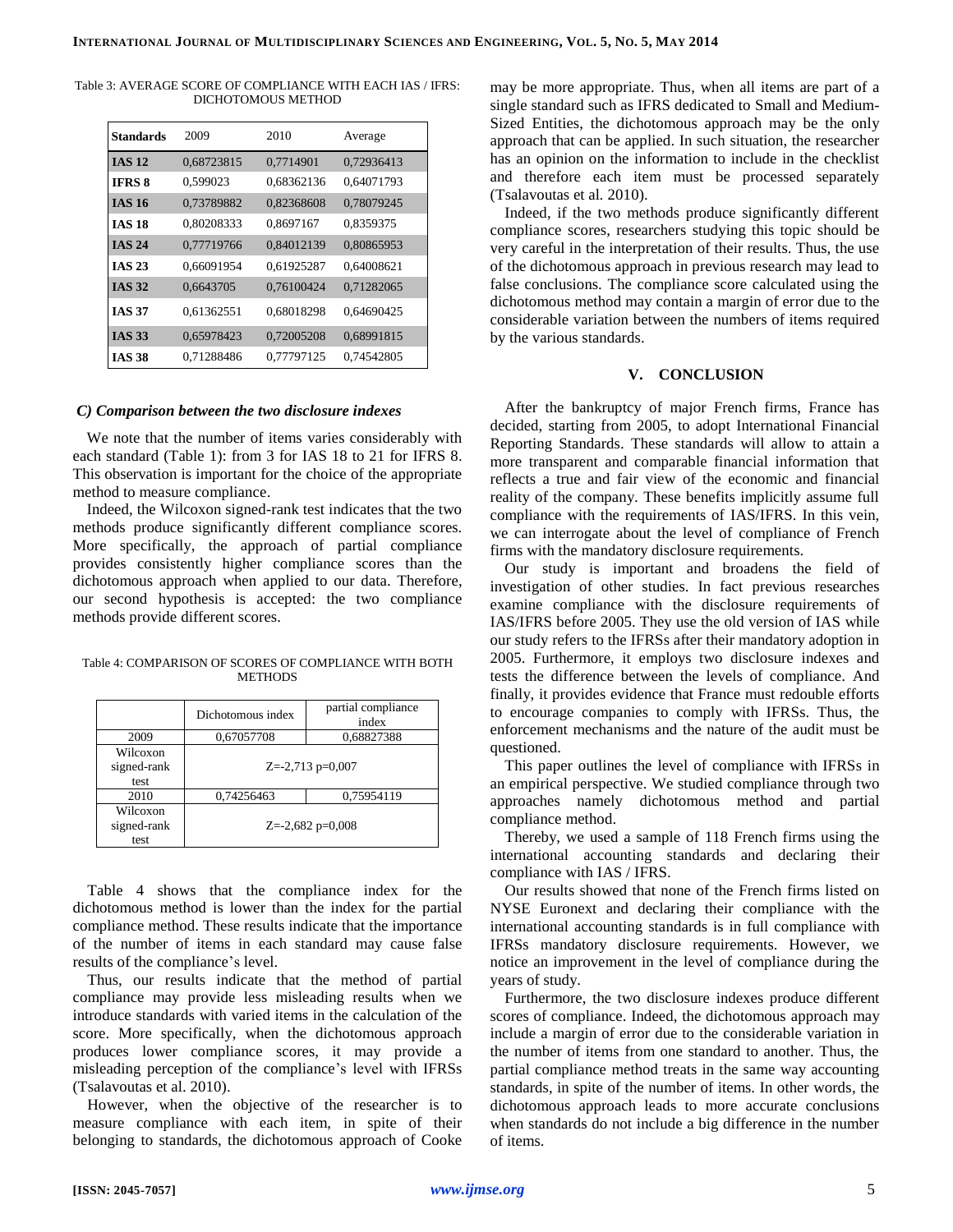Table 3: AVERAGE SCORE OF COMPLIANCE WITH EACH IAS / IFRS: DICHOTOMOUS METHOD

| Standards | 2009 | 2010 | Average |
|---|---|---|---|
| **IAS 12** | 0,68723815 | 0,7714901 | 0,72936413 |
| **IFRS 8** | 0,599023 | 0,68362136 | 0,64071793 |
| **IAS 16** | 0,73789882 | 0,82368608 | 0,78079245 |
| **IAS 18** | 0,80208333 | 0,8697167 | 0,8359375 |
| **IAS 24** | 0,77719766 | 0,84012139 | 0,80865953 |
| **IAS 23** | 0,66091954 | 0,61925287 | 0,64008621 |
| **IAS 32** | 0,6643705 | 0,76100424 | 0,71282065 |
| **IAS 37** | 0,61362551 | 0,68018298 | 0,64690425 |
| **IAS 33** | 0,65978423 | 0,72005208 | 0,68991815 |
| **IAS 38** | 0,71288486 | 0,77797125 | 0,74542805 |

### *C) Comparison between the two disclosure indexes*

We note that the number of items varies considerably with each standard (Table 1): from 3 for IAS 18 to 21 for IFRS 8. This observation is important for the choice of the appropriate method to measure compliance.

Indeed, the Wilcoxon signed-rank test indicates that the two methods produce significantly different compliance scores. More specifically, the approach of partial compliance provides consistently higher compliance scores than the dichotomous approach when applied to our data. Therefore, our second hypothesis is accepted: the two compliance methods provide different scores.

Table 4: COMPARISON OF SCORES OF COMPLIANCE WITH BOTH METHODS

| | Dichotomous index | partial compliance index |
|---|---|---|
| 2009 | 0,67057708 | 0,68827388 |
| Wilcoxon signed-rank test | Z=-2,713 p=0,007 | |
| 2010 | 0,74256463 | 0,75954119 |
| Wilcoxon signed-rank test | Z=-2,682 p=0,008 | |

Table 4 shows that the compliance index for the dichotomous method is lower than the index for the partial compliance method. These results indicate that the importance of the number of items in each standard may cause false results of the compliance's level.

Thus, our results indicate that the method of partial compliance may provide less misleading results when we introduce standards with varied items in the calculation of the score. More specifically, when the dichotomous approach produces lower compliance scores, it may provide a misleading perception of the compliance's level with IFRSs (Tsalavoutas et al. 2010).

However, when the objective of the researcher is to measure compliance with each item, in spite of their belonging to standards, the dichotomous approach of Cooke may be more appropriate. Thus, when all items are part of a single standard such as IFRS dedicated to Small and Medium-Sized Entities, the dichotomous approach may be the only approach that can be applied. In such situation, the researcher has an opinion on the information to include in the checklist and therefore each item must be processed separately (Tsalavoutas et al. 2010).

Indeed, if the two methods produce significantly different compliance scores, researchers studying this topic should be very careful in the interpretation of their results. Thus, the use of the dichotomous approach in previous research may lead to false conclusions. The compliance score calculated using the dichotomous method may contain a margin of error due to the considerable variation between the numbers of items required by the various standards.

## V. CONCLUSION

After the bankruptcy of major French firms, France has decided, starting from 2005, to adopt International Financial Reporting Standards. These standards will allow to attain a more transparent and comparable financial information that reflects a true and fair view of the economic and financial reality of the company. These benefits implicitly assume full compliance with the requirements of IAS/IFRS. In this vein, we can interrogate about the level of compliance of French firms with the mandatory disclosure requirements.

Our study is important and broadens the field of investigation of other studies. In fact previous researches examine compliance with the disclosure requirements of IAS/IFRS before 2005. They use the old version of IAS while our study refers to the IFRSs after their mandatory adoption in 2005. Furthermore, it employs two disclosure indexes and tests the difference between the levels of compliance. And finally, it provides evidence that France must redouble efforts to encourage companies to comply with IFRSs. Thus, the enforcement mechanisms and the nature of the audit must be questioned.

This paper outlines the level of compliance with IFRSs in an empirical perspective. We studied compliance through two approaches namely dichotomous method and partial compliance method.

Thereby, we used a sample of 118 French firms using the international accounting standards and declaring their compliance with IAS / IFRS.

Our results showed that none of the French firms listed on NYSE Euronext and declaring their compliance with the international accounting standards is in full compliance with IFRSs mandatory disclosure requirements. However, we notice an improvement in the level of compliance during the years of study.

Furthermore, the two disclosure indexes produce different scores of compliance. Indeed, the dichotomous approach may include a margin of error due to the considerable variation in the number of items from one standard to another. Thus, the partial compliance method treats in the same way accounting standards, in spite of the number of items. In other words, the dichotomous approach leads to more accurate conclusions when standards do not include a big difference in the number of items.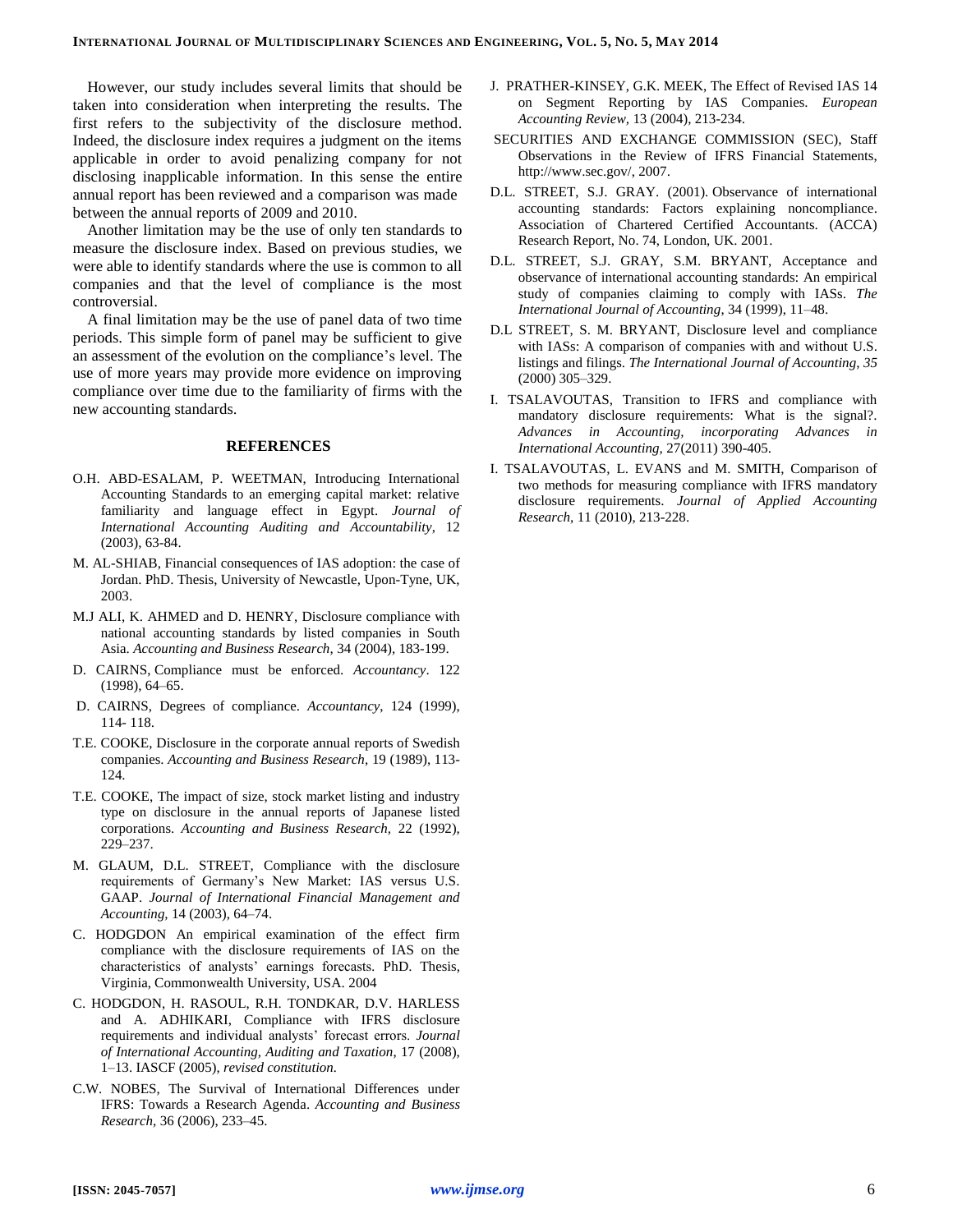However, our study includes several limits that should be taken into consideration when interpreting the results. The first refers to the subjectivity of the disclosure method. Indeed, the disclosure index requires a judgment on the items applicable in order to avoid penalizing company for not disclosing inapplicable information. In this sense the entire annual report has been reviewed and a comparison was made between the annual reports of 2009 and 2010.

Another limitation may be the use of only ten standards to measure the disclosure index. Based on previous studies, we were able to identify standards where the use is common to all companies and that the level of compliance is the most controversial.

A final limitation may be the use of panel data of two time periods. This simple form of panel may be sufficient to give an assessment of the evolution on the compliance's level. The use of more years may provide more evidence on improving compliance over time due to the familiarity of firms with the new accounting standards.

## REFERENCES

O.H. ABD-ESALAM, P. WEETMAN, Introducing International Accounting Standards to an emerging capital market: relative familiarity and language effect in Egypt. *Journal of International Accounting Auditing and Accountability*, 12 (2003), 63-84.

M. AL-SHIAB, Financial consequences of IAS adoption: the case of Jordan. PhD. Thesis, University of Newcastle, Upon-Tyne, UK, 2003.

M.J ALI, K. AHMED and D. HENRY, Disclosure compliance with national accounting standards by listed companies in South Asia. *Accounting and Business Research*, 34 (2004), 183-199.

D. CAIRNS, Compliance must be enforced. *Accountancy*. 122 (1998), 64–65.

D. CAIRNS, Degrees of compliance. *Accountancy*, 124 (1999), 114- 118.

T.E. COOKE, Disclosure in the corporate annual reports of Swedish companies. *Accounting and Business Research*, 19 (1989), 113-124.

T.E. COOKE, The impact of size, stock market listing and industry type on disclosure in the annual reports of Japanese listed corporations. *Accounting and Business Research*, 22 (1992), 229–237.

M. GLAUM, D.L. STREET, Compliance with the disclosure requirements of Germany's New Market: IAS versus U.S. GAAP. *Journal of International Financial Management and Accounting*, 14 (2003), 64–74.

C. HODGDON An empirical examination of the effect firm compliance with the disclosure requirements of IAS on the characteristics of analysts' earnings forecasts. PhD. Thesis, Virginia, Commonwealth University, USA. 2004

C. HODGDON, H. RASOUL, R.H. TONDKAR, D.V. HARLESS and A. ADHIKARI, Compliance with IFRS disclosure requirements and individual analysts' forecast errors. *Journal of International Accounting, Auditing and Taxation*, 17 (2008), 1–13. IASCF (2005), *revised constitution*.

C.W. NOBES, The Survival of International Differences under IFRS: Towards a Research Agenda. *Accounting and Business Research*, 36 (2006), 233–45.

J. PRATHER-KINSEY, G.K. MEEK, The Effect of Revised IAS 14 on Segment Reporting by IAS Companies. *European Accounting Review*, 13 (2004), 213-234.

SECURITIES AND EXCHANGE COMMISSION (SEC), Staff Observations in the Review of IFRS Financial Statements, http://www.sec.gov/, 2007.

D.L. STREET, S.J. GRAY. (2001). Observance of international accounting standards: Factors explaining noncompliance. Association of Chartered Certified Accountants. (ACCA) Research Report, No. 74, London, UK. 2001.

D.L. STREET, S.J. GRAY, S.M. BRYANT, Acceptance and observance of international accounting standards: An empirical study of companies claiming to comply with IASs. *The International Journal of Accounting*, 34 (1999), 11–48.

D.L STREET, S. M. BRYANT, Disclosure level and compliance with IASs: A comparison of companies with and without U.S. listings and filings. *The International Journal of Accounting*, *35* (2000) 305–329.

I. TSALAVOUTAS, Transition to IFRS and compliance with mandatory disclosure requirements: What is the signal?. *Advances in Accounting, incorporating Advances in International Accounting*, 27(2011) 390-405.

I. TSALAVOUTAS, L. EVANS and M. SMITH, Comparison of two methods for measuring compliance with IFRS mandatory disclosure requirements. *Journal of Applied Accounting Research*, 11 (2010), 213-228.